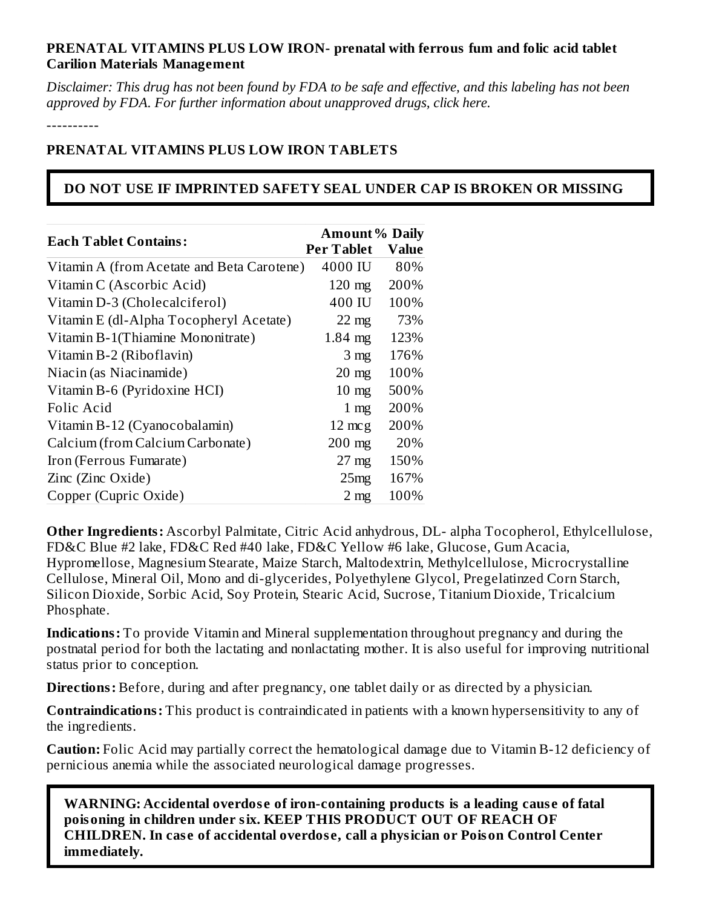**PRENATAL VITAMINS PLUS LOW IRON- prenatal with ferrous fum and folic acid tablet**
**Carilion Materials Management**

*Disclaimer: This drug has not been found by FDA to be safe and effective, and this labeling has not been approved by FDA. For further information about unapproved drugs, click here.*

----------

**PRENATAL VITAMINS PLUS LOW IRON TABLETS**

**DO NOT USE IF IMPRINTED SAFETY SEAL UNDER CAP IS BROKEN OR MISSING**

| **Each Tablet Contains:** | **Amount Per Tablet** | **% Daily Value** |
|---|---|---|
| Vitamin A (from Acetate and Beta Carotene) | 4000 IU | 80% |
| Vitamin C (Ascorbic Acid) | 120 mg | 200% |
| Vitamin D-3 (Cholecalciferol) | 400 IU | 100% |
| Vitamin E (dl-Alpha Tocopheryl Acetate) | 22 mg | 73% |
| Vitamin B-1(Thiamine Mononitrate) | 1.84 mg | 123% |
| Vitamin B-2 (Riboflavin) | 3 mg | 176% |
| Niacin (as Niacinamide) | 20 mg | 100% |
| Vitamin B-6 (Pyridoxine HCI) | 10 mg | 500% |
| Folic Acid | 1 mg | 200% |
| Vitamin B-12 (Cyanocobalamin) | 12 mcg | 200% |
| Calcium (from Calcium Carbonate) | 200 mg | 20% |
| Iron (Ferrous Fumarate) | 27 mg | 150% |
| Zinc (Zinc Oxide) | 25mg | 167% |
| Copper (Cupric Oxide) | 2 mg | 100% |

**Other Ingredients:** Ascorbyl Palmitate, Citric Acid anhydrous, DL- alpha Tocopherol, Ethylcellulose, FD&C Blue #2 lake, FD&C Red #40 lake, FD&C Yellow #6 lake, Glucose, Gum Acacia, Hypromellose, Magnesium Stearate, Maize Starch, Maltodextrin, Methylcellulose, Microcrystalline Cellulose, Mineral Oil, Mono and di-glycerides, Polyethylene Glycol, Pregelatinzed Corn Starch, Silicon Dioxide, Sorbic Acid, Soy Protein, Stearic Acid, Sucrose, Titanium Dioxide, Tricalcium Phosphate.

**Indications:** To provide Vitamin and Mineral supplementation throughout pregnancy and during the postnatal period for both the lactating and nonlactating mother. It is also useful for improving nutritional status prior to conception.

**Directions:** Before, during and after pregnancy, one tablet daily or as directed by a physician.

**Contraindications:** This product is contraindicated in patients with a known hypersensitivity to any of the ingredients.

**Caution:** Folic Acid may partially correct the hematological damage due to Vitamin B-12 deficiency of pernicious anemia while the associated neurological damage progresses.

**WARNING: Accidental overdose of iron-containing products is a leading cause of fatal poisoning in children under six. KEEP THIS PRODUCT OUT OF REACH OF CHILDREN. In case of accidental overdose, call a physician or Poison Control Center immediately.**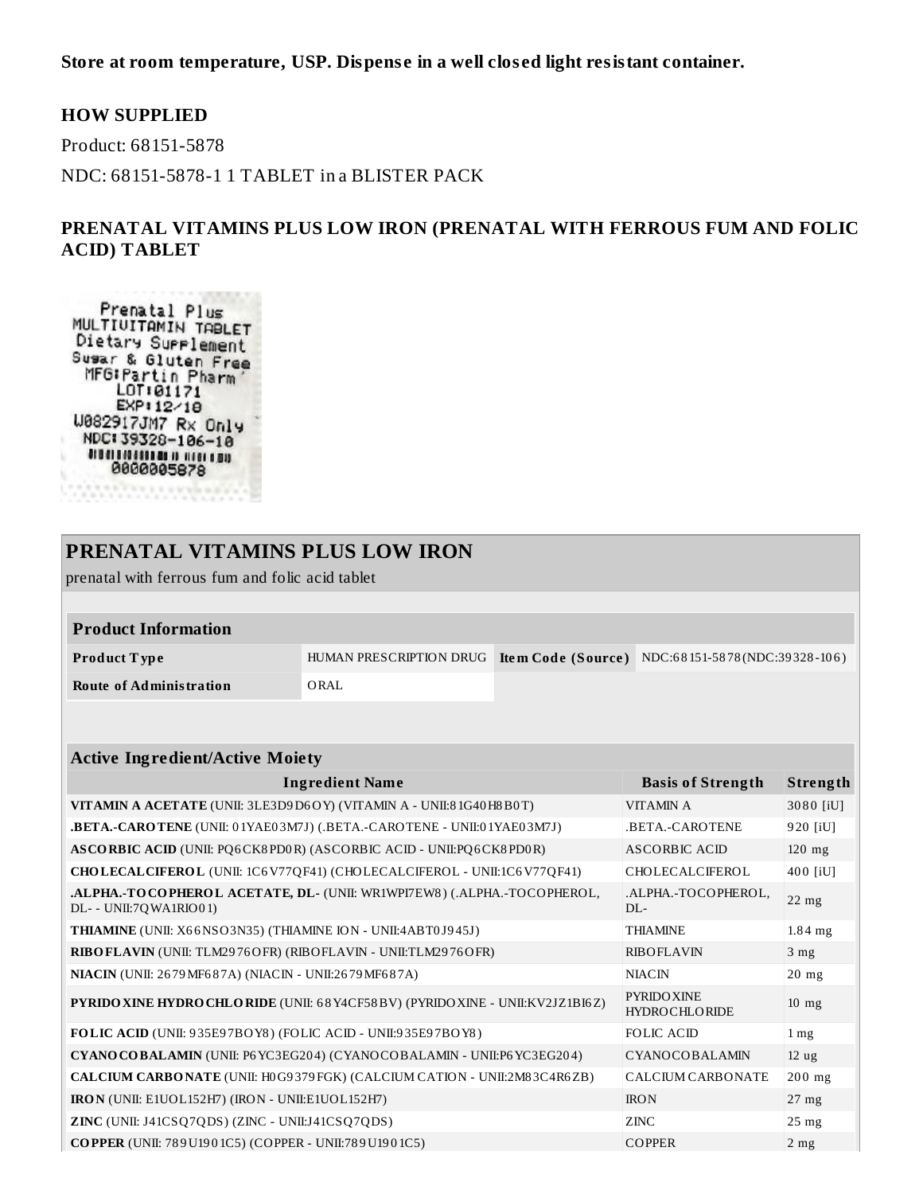**Store at room temperature, USP. Dispense in a well closed light resistant container.**

## HOW SUPPLIED

Product: 68151-5878

NDC: 68151-5878-1 1 TABLET in a BLISTER PACK

## PRENATAL VITAMINS PLUS LOW IRON (PRENATAL WITH FERROUS FUM AND FOLIC ACID) TABLET

Prenatal Plus
MULTIVITAMIN TABLET
Dietary Supplement
Sugar & Gluten Free
MFG:Partin Pharm
LOT:01171
EXP:12/18
W082917JM7 Rx Only
NDC:39328-106-10
0000005878

| PRENATAL VITAMINS PLUS LOW IRON | | | |
|---|---|---|---|
| prenatal with ferrous fum and folic acid tablet | | | |

**Product Information**

| | | | |
|---|---|---|---|
| **Product Type** | HUMAN PRESCRIPTION DRUG | **Item Code (Source)** | NDC:68151-5878(NDC:39328-106) |
| **Route of Administration** | ORAL | | |

**Active Ingredient/Active Moiety**

| Ingredient Name | Basis of Strength | Strength |
|---|---|---|
| **VITAMIN A ACETATE** (UNII: 3LE3D9D6OY) (VITAMIN A - UNII:81G40H8B0T) | VITAMIN A | 3080 [iU] |
| **.BETA.-CAROTENE** (UNII: 01YAE03M7J) (.BETA.-CAROTENE - UNII:01YAE03M7J) | .BETA.-CAROTENE | 920 [iU] |
| **ASCORBIC ACID** (UNII: PQ6CK8PD0R) (ASCORBIC ACID - UNII:PQ6CK8PD0R) | ASCORBIC ACID | 120 mg |
| **CHOLECALCIFEROL** (UNII: 1C6V77QF41) (CHOLECALCIFEROL - UNII:1C6V77QF41) | CHOLECALCIFEROL | 400 [iU] |
| **.ALPHA.-TOCOPHEROL ACETATE, DL-** (UNII: WR1WPI7EW8) (.ALPHA.-TOCOPHEROL, DL- - UNII:7QWA1RIO01) | .ALPHA.-TOCOPHEROL, DL- | 22 mg |
| **THIAMINE** (UNII: X66NSO3N35) (THIAMINE ION - UNII:4ABT0J945J) | THIAMINE | 1.84 mg |
| **RIBOFLAVIN** (UNII: TLM2976OFR) (RIBOFLAVIN - UNII:TLM2976OFR) | RIBOFLAVIN | 3 mg |
| **NIACIN** (UNII: 2679MF687A) (NIACIN - UNII:2679MF687A) | NIACIN | 20 mg |
| **PYRIDOXINE HYDROCHLORIDE** (UNII: 68Y4CF58BV) (PYRIDOXINE - UNII:KV2JZ1BI6Z) | PYRIDOXINE HYDROCHLORIDE | 10 mg |
| **FOLIC ACID** (UNII: 935E97BOY8) (FOLIC ACID - UNII:935E97BOY8) | FOLIC ACID | 1 mg |
| **CYANOCOBALAMIN** (UNII: P6YC3EG204) (CYANOCOBALAMIN - UNII:P6YC3EG204) | CYANOCOBALAMIN | 12 ug |
| **CALCIUM CARBONATE** (UNII: H0G9379FGK) (CALCIUM CATION - UNII:2M83C4R6ZB) | CALCIUM CARBONATE | 200 mg |
| **IRON** (UNII: E1UOL152H7) (IRON - UNII:E1UOL152H7) | IRON | 27 mg |
| **ZINC** (UNII: J41CSQ7QDS) (ZINC - UNII:J41CSQ7QDS) | ZINC | 25 mg |
| **COPPER** (UNII: 789U1901C5) (COPPER - UNII:789U1901C5) | COPPER | 2 mg |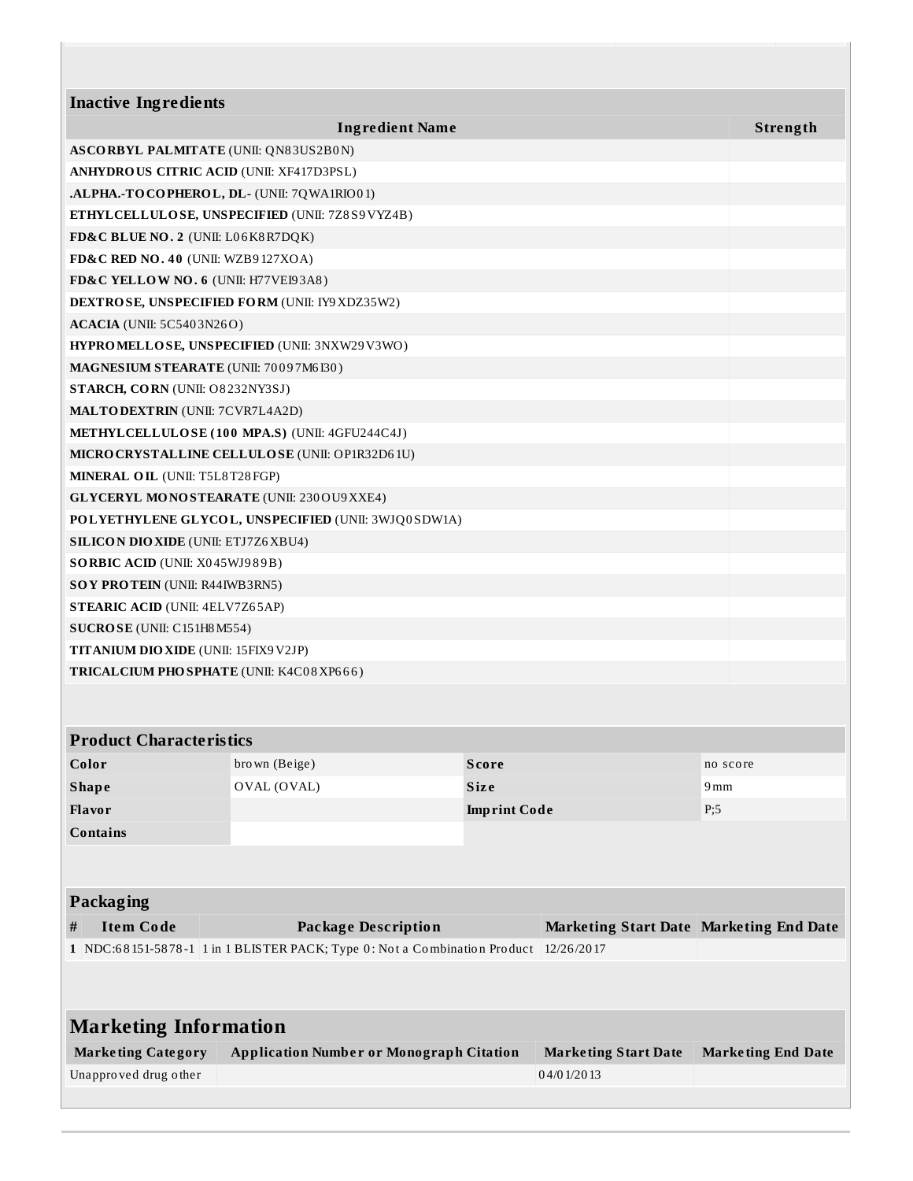## Inactive Ingredients

| Ingredient Name | Strength |
|---|---|
| **ASCORBYL PALMITATE** (UNII: QN83US2B0N) | |
| **ANHYDROUS CITRIC ACID** (UNII: XF417D3PSL) | |
| **.ALPHA.-TOCOPHEROL, DL-** (UNII: 7QWA1RIO01) | |
| **ETHYLCELLULOSE, UNSPECIFIED** (UNII: 7Z8S9VYZ4B) | |
| **FD&C BLUE NO. 2** (UNII: L06K8R7DQK) | |
| **FD&C RED NO. 40** (UNII: WZB9127XOA) | |
| **FD&C YELLOW NO. 6** (UNII: H77VEI93A8) | |
| **DEXTROSE, UNSPECIFIED FORM** (UNII: IY9XDZ35W2) | |
| **ACACIA** (UNII: 5C5403N26O) | |
| **HYPROMELLOSE, UNSPECIFIED** (UNII: 3NXW29V3WO) | |
| **MAGNESIUM STEARATE** (UNII: 70097M6I30) | |
| **STARCH, CORN** (UNII: O8232NY3SJ) | |
| **MALTODEXTRIN** (UNII: 7CVR7L4A2D) | |
| **METHYLCELLULOSE (100 MPA.S)** (UNII: 4GFU244C4J) | |
| **MICROCRYSTALLINE CELLULOSE** (UNII: OP1R32D61U) | |
| **MINERAL OIL** (UNII: T5L8T28FGP) | |
| **GLYCERYL MONOSTEARATE** (UNII: 230OU9XXE4) | |
| **POLYETHYLENE GLYCOL, UNSPECIFIED** (UNII: 3WJQ0SDW1A) | |
| **SILICON DIOXIDE** (UNII: ETJ7Z6XBU4) | |
| **SORBIC ACID** (UNII: X045WJ989B) | |
| **SOY PROTEIN** (UNII: R44IWB3RN5) | |
| **STEARIC ACID** (UNII: 4ELV7Z65AP) | |
| **SUCROSE** (UNII: C151H8M554) | |
| **TITANIUM DIOXIDE** (UNII: 15FIX9V2JP) | |
| **TRICALCIUM PHOSPHATE** (UNII: K4C08XP666) | |

## Product Characteristics

| | | | |
|---|---|---|---|
| **Color** | brown (Beige) | **Score** | no score |
| **Shape** | OVAL (OVAL) | **Size** | 9mm |
| **Flavor** | | **Imprint Code** | P;5 |
| **Contains** | | | |

## Packaging

| # | Item Code | Package Description | Marketing Start Date | Marketing End Date |
|---|---|---|---|---|
| 1 | NDC:68151-5878-1 | 1 in 1 BLISTER PACK; Type 0: Not a Combination Product | 12/26/2017 | |

## Marketing Information

| Marketing Category | Application Number or Monograph Citation | Marketing Start Date | Marketing End Date |
|---|---|---|---|
| Unapproved drug other | | 04/01/2013 | |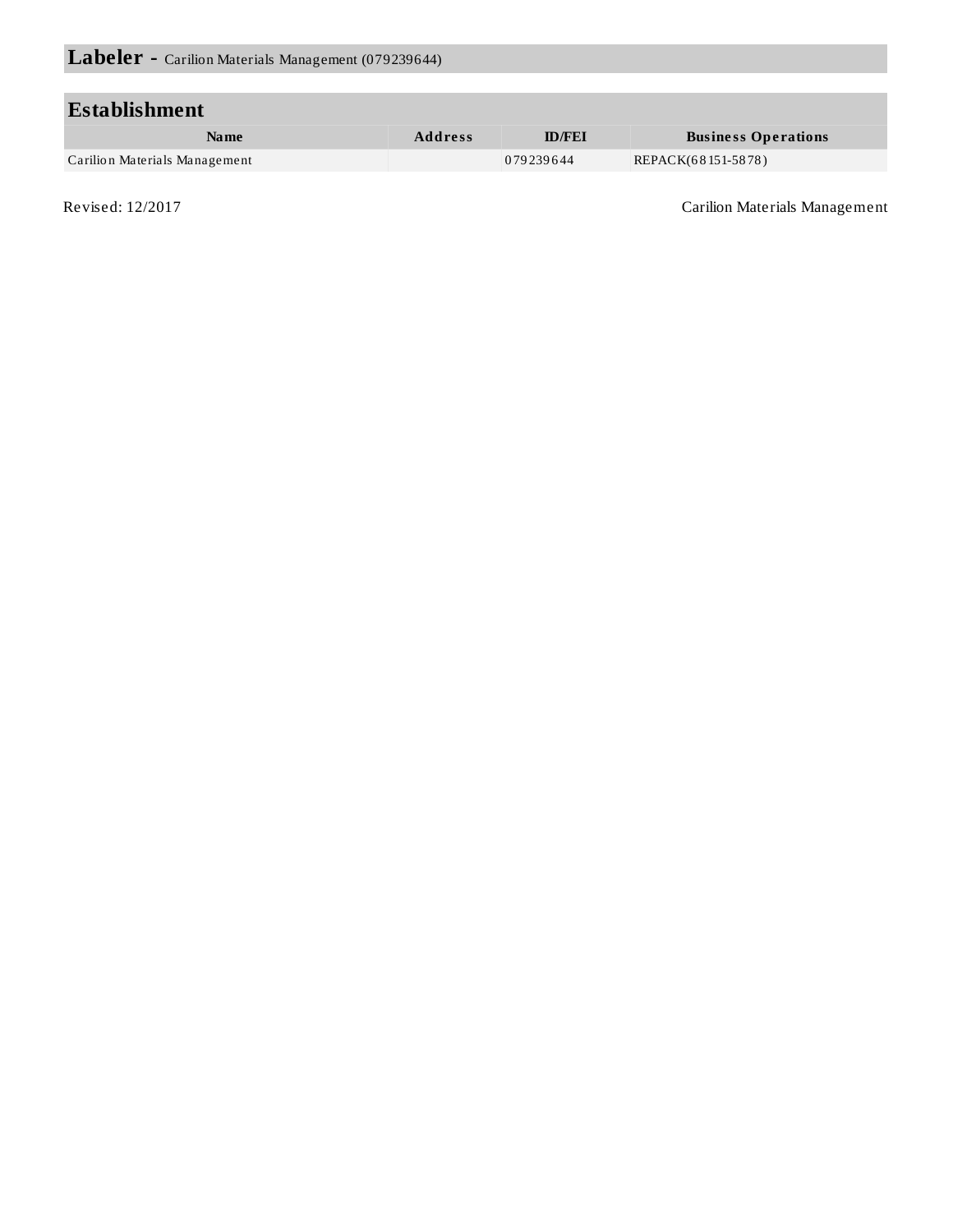## Labeler - Carilion Materials Management (079239644)

## Establishment

| Name | Address | ID/FEI | Business Operations |
|---|---|---|---|
| Carilion Materials Management | | 079239644 | REPACK(68151-5878) |

Revised: 12/2017

Carilion Materials Management